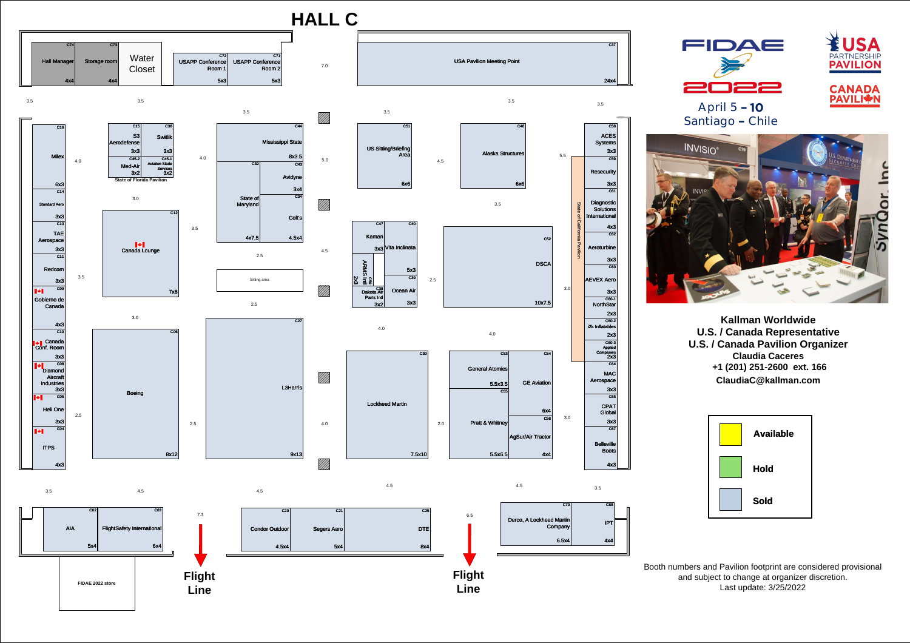# HALL C

**FIDAE 2022**
April 5 – 10
Santiago – Chile

**USA PARTNERSHIP PAVILION**
**CANADA PAVILION**

| Booth | Exhibitor | Size |
|---|---|---|
| C74 | Hall Manager | 4x4 |
| C73 | Storage room | 4x4 |
| | Water Closet | |
| C72 | USAPP Conference Room 1 | 5x3 |
| C71 | USAPP Conference Room 2 | 5x3 |
| C37 | USA Pavilion Meeting Point | 24x4 |
| C16 | Milex | 6x3 |
| C14 | Standard Aero | 3x3 |
| C13 | TAE Aerospace | 3x3 |
| C11 | Redcom | 3x3 |
| C09 | Gobierno de Canada | 4x3 |
| C10 | Canada Conf. Room | 3x3 |
| C08 | Diamond Aircraft Industries | 3x3 |
| C05 | Heli One | 3x3 |
| C04 | ITPS | 4x3 |
| C15 | S3 Aerodefense | 3x3 |
| C36 | Switlik | 3x3 |
| C45-2 | Med-Air | 3x2 |
| C45-1 | Aviation Blade Services | 3x2 |
| | State of Florida Pavilion | |
| C12 | Canada Lounge | 7x8 |
| C06 | Boeing | 8x12 |
| C44 | Mississippi State | 8x3.5 |
| C32 | State of Maryland | 4x7.5 |
| C43 | Avidyne | 3x4 |
| C34 | Colt's | 4.5x4 |
| | Sitting area | |
| C27 | L3Harris | 9x13 |
| C51 | US Sitting/Briefing Area | 6x6 |
| C48 | Alaska Structures | 6x6 |
| C47 | Kaman | 3x3 |
| C40 | Vita Inclinata | 5x3 |
| C50 | ARMS Intl | 2x3 |
| C38 | Dakota Air Parts Intl | 3x2 |
| C39 | Ocean Air | 3x3 |
| C52 | DSCA | 10x7.5 |
| C30 | Lockheed Martin | 7.5x10 |
| C53 | General Atomics | 5.5x3.5 |
| C54 | GE Aviation | 6x4 |
| C55 | Pratt & Whitney | 5.5x6.5 |
| C56 | AgSur/Air Tractor | 4x4 |
| | State of California Pavilion | |
| C58 | ACES Systems | 3x3 |
| C59 | Resecurity | 3x3 |
| C61 | Diagnostic Solutions International | 4x3 |
| C62 | Aeroturbine | 3x3 |
| C63 | AEVEX Aero | 3x3 |
| C60-1 | NorthStar | 2x3 |
| C60-2 | i2k Inflatables | 2x3 |
| C60-3 | Applied Companies | 2x3 |
| C64 | MAC Aerospace | 3x3 |
| C65 | CPAT Global | 3x3 |
| C67 | Belleville Boots | 4x3 |
| C02 | AIA | 5x4 |
| C03 | FlightSafety International | 6x4 |
| C20 | Condor Outdoor | 4.5x4 |
| C21 | Segers Aero | 5x4 |
| C25 | DTE | 8x4 |
| C70 | Derco, A Lockheed Martin Company | 6.5x4 |
| C68 | IPT | 4x4 |
| | FIDAE 2022 store | |

Flight Line

Flight Line

**Kallman Worldwide**
**U.S. / Canada Representative**
**U.S. / Canada Pavilion Organizer**
**Claudia Caceres**
**+1 (201) 251-2600 ext. 166**
**ClaudiaC@kallman.com**

| Legend | |
|---|---|
| Yellow | **Available** |
| Green | **Hold** |
| Blue | **Sold** |

Booth numbers and Pavilion footprint are considered provisional and subject to change at organizer discretion.
Last update: 3/25/2022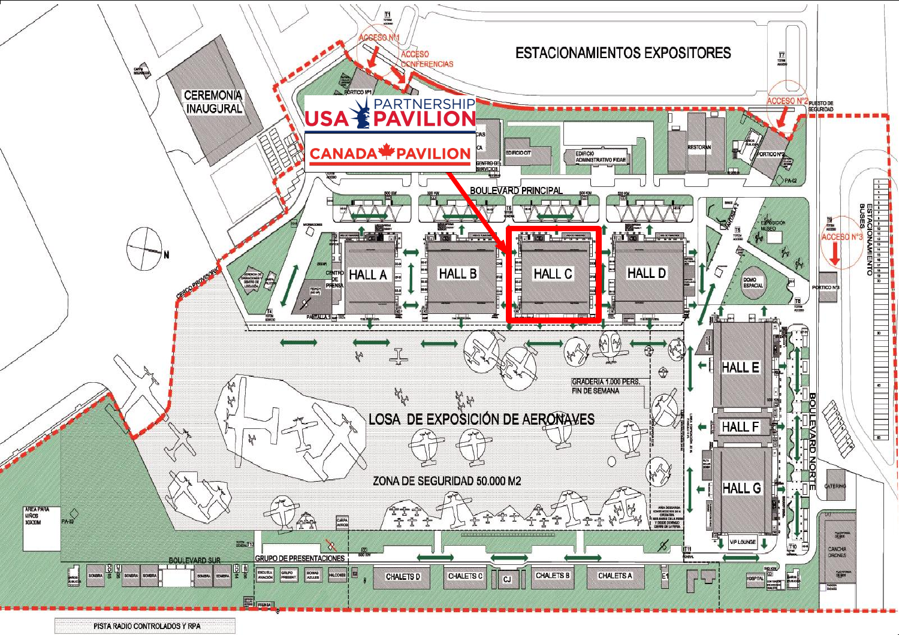ESTACIONAMIENTOS EXPOSITORES

ACCESO N°1

ACCESO CONFERENCIAS

ACCESO N°2

ACCESO N°3

CEREMONIA INAUGURAL

USA PARTNERSHIP PAVILION

CANADA PAVILION

EDIFICIO CIT

EDIFICIO ADMINISTRATIVO FIDAE

RESTORAN

PORTICO N°1

PORTICO N°2

PORTICO N°3

PUESTO DE SEGURIDAD

BOULEVARD PRINCIPAL

HALL A

HALL B

HALL C

HALL D

HALL E

HALL F

HALL G

CENTRO DE PRENSA

DOMO ESPACIAL

EXPOSICIÓN MUSEO

ESTACIONAMIENTO BUSES

N

CERCO PROVISORIO

LOSA DE EXPOSICIÓN DE AERONAVES

GRADERIA 1.000 PERS. FIN DE SEMANA

ZONA DE SEGURIDAD 50.000 M2

BOULEVARD NORTE

CATERING

VIP LOUNGE

AREA PARA NIÑOS 30X30M

BOULEVARD SUR

GRUPO DE PRESENTACIONES

CHALETS D

CHALETS C

CJ

CHALETS B

CHALETS A

HOSPITAL

CANCHA DRONES

PISTA RADIO CONTROLADOS Y RPA